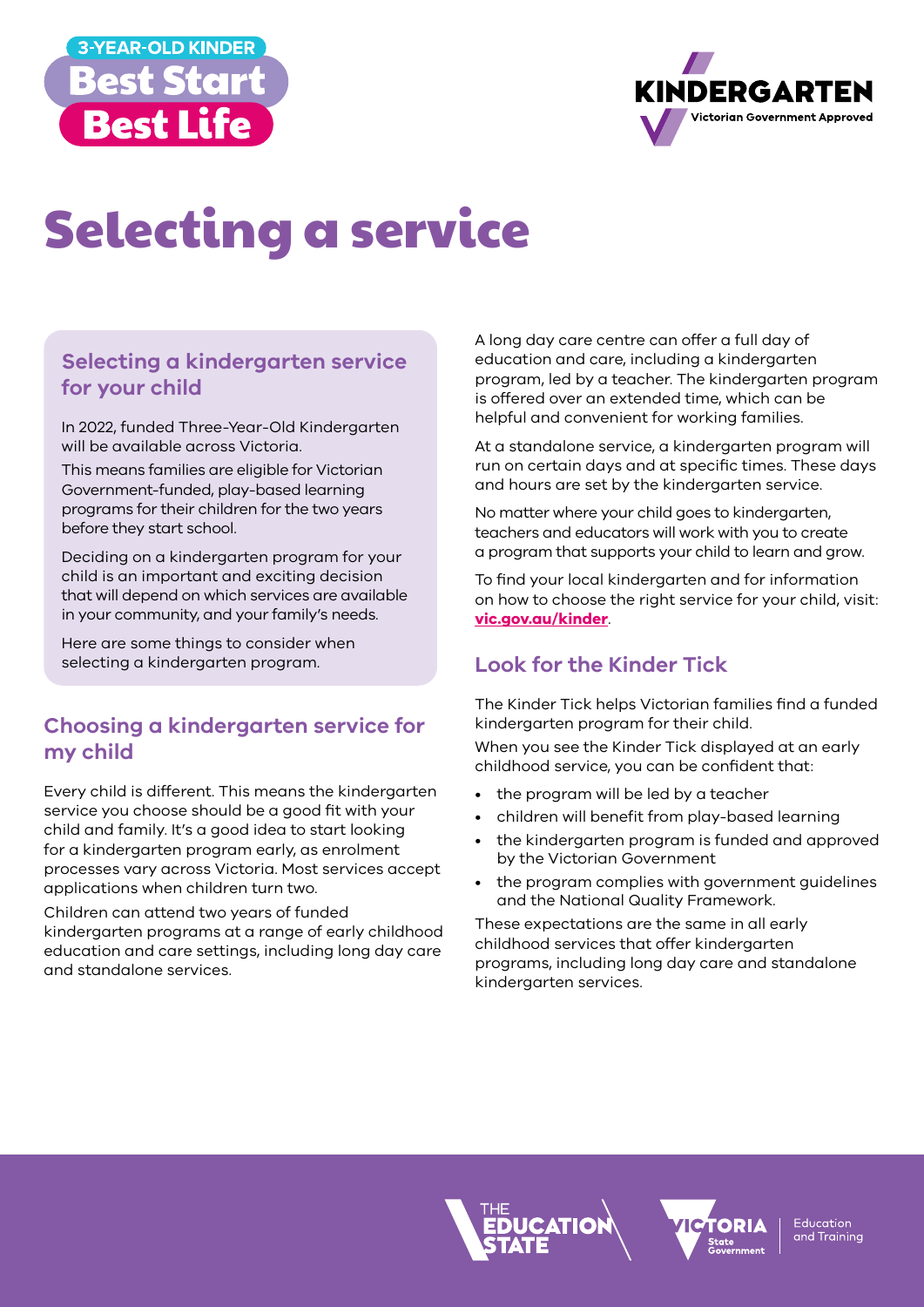3-YEAR-OLD KINDER

Best Start Best Life

KINDERGARTEN Victorian Government Approved

# Selecting a service

## Selecting a kindergarten service for your child

In 2022, funded Three-Year-Old Kindergarten will be available across Victoria.

This means families are eligible for Victorian Government-funded, play-based learning programs for their children for the two years before they start school.

Deciding on a kindergarten program for your child is an important and exciting decision that will depend on which services are available in your community, and your family's needs.

Here are some things to consider when selecting a kindergarten program.

## Choosing a kindergarten service for my child

Every child is different. This means the kindergarten service you choose should be a good fit with your child and family. It's a good idea to start looking for a kindergarten program early, as enrolment processes vary across Victoria. Most services accept applications when children turn two.

Children can attend two years of funded kindergarten programs at a range of early childhood education and care settings, including long day care and standalone services.

A long day care centre can offer a full day of education and care, including a kindergarten program, led by a teacher. The kindergarten program is offered over an extended time, which can be helpful and convenient for working families.

At a standalone service, a kindergarten program will run on certain days and at specific times. These days and hours are set by the kindergarten service.

No matter where your child goes to kindergarten, teachers and educators will work with you to create a program that supports your child to learn and grow.

To find your local kindergarten and for information on how to choose the right service for your child, visit: **vic.gov.au/kinder**.

## Look for the Kinder Tick

The Kinder Tick helps Victorian families find a funded kindergarten program for their child.

When you see the Kinder Tick displayed at an early childhood service, you can be confident that:

- the program will be led by a teacher
- children will benefit from play-based learning
- the kindergarten program is funded and approved by the Victorian Government
- the program complies with government guidelines and the National Quality Framework.

These expectations are the same in all early childhood services that offer kindergarten programs, including long day care and standalone kindergarten services.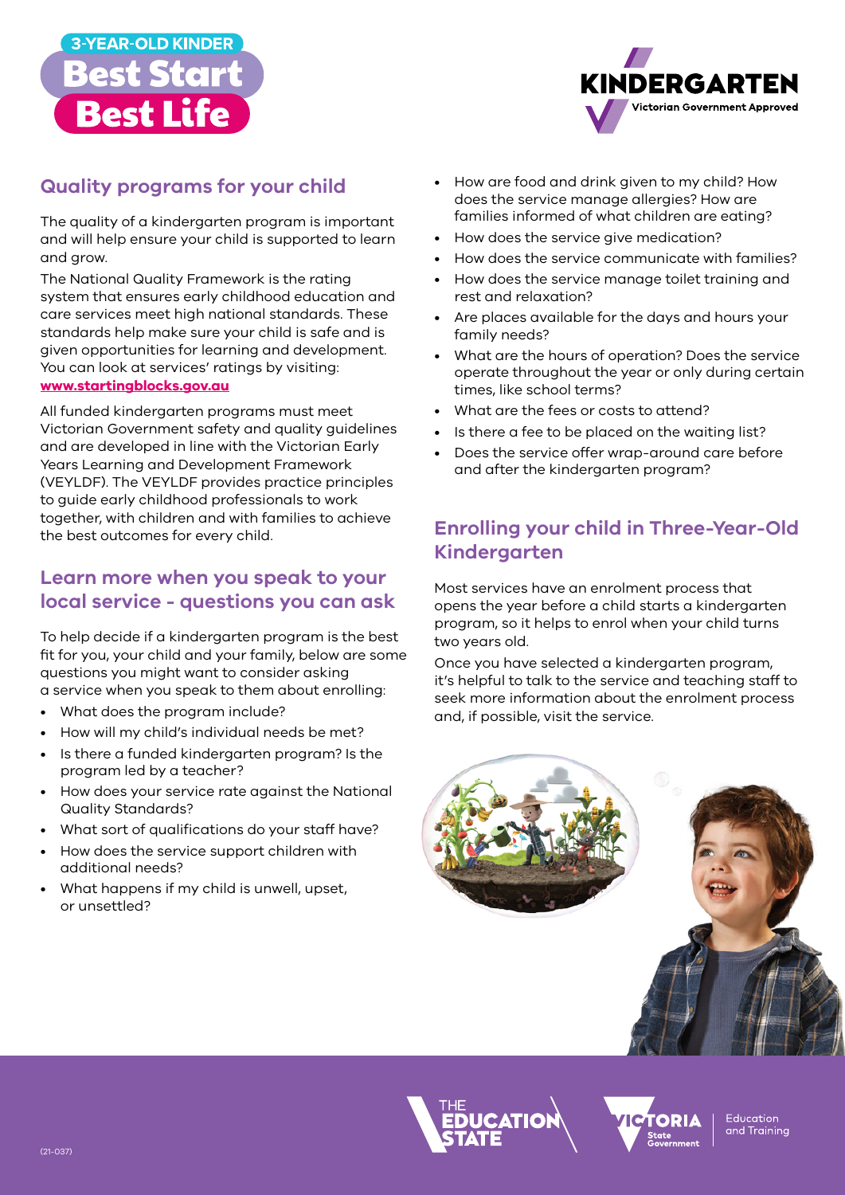3-YEAR-OLD KINDER

# Best Start Best Life

KINDERGARTEN Victorian Government Approved

## Quality programs for your child

The quality of a kindergarten program is important and will help ensure your child is supported to learn and grow.

The National Quality Framework is the rating system that ensures early childhood education and care services meet high national standards. These standards help make sure your child is safe and is given opportunities for learning and development. You can look at services' ratings by visiting: **www.startingblocks.gov.au**

All funded kindergarten programs must meet Victorian Government safety and quality guidelines and are developed in line with the Victorian Early Years Learning and Development Framework (VEYLDF). The VEYLDF provides practice principles to guide early childhood professionals to work together, with children and with families to achieve the best outcomes for every child.

## Learn more when you speak to your local service - questions you can ask

To help decide if a kindergarten program is the best fit for you, your child and your family, below are some questions you might want to consider asking a service when you speak to them about enrolling:

- What does the program include?
- How will my child's individual needs be met?
- Is there a funded kindergarten program? Is the program led by a teacher?
- How does your service rate against the National Quality Standards?
- What sort of qualifications do your staff have?
- How does the service support children with additional needs?
- What happens if my child is unwell, upset, or unsettled?
- How are food and drink given to my child? How does the service manage allergies? How are families informed of what children are eating?
- How does the service give medication?
- How does the service communicate with families?
- How does the service manage toilet training and rest and relaxation?
- Are places available for the days and hours your family needs?
- What are the hours of operation? Does the service operate throughout the year or only during certain times, like school terms?
- What are the fees or costs to attend?
- Is there a fee to be placed on the waiting list?
- Does the service offer wrap-around care before and after the kindergarten program?

## Enrolling your child in Three-Year-Old Kindergarten

Most services have an enrolment process that opens the year before a child starts a kindergarten program, so it helps to enrol when your child turns two years old.

Once you have selected a kindergarten program, it's helpful to talk to the service and teaching staff to seek more information about the enrolment process and, if possible, visit the service.

THE EDUCATION STATE

VICTORIA State Government | Education and Training

(21-037)